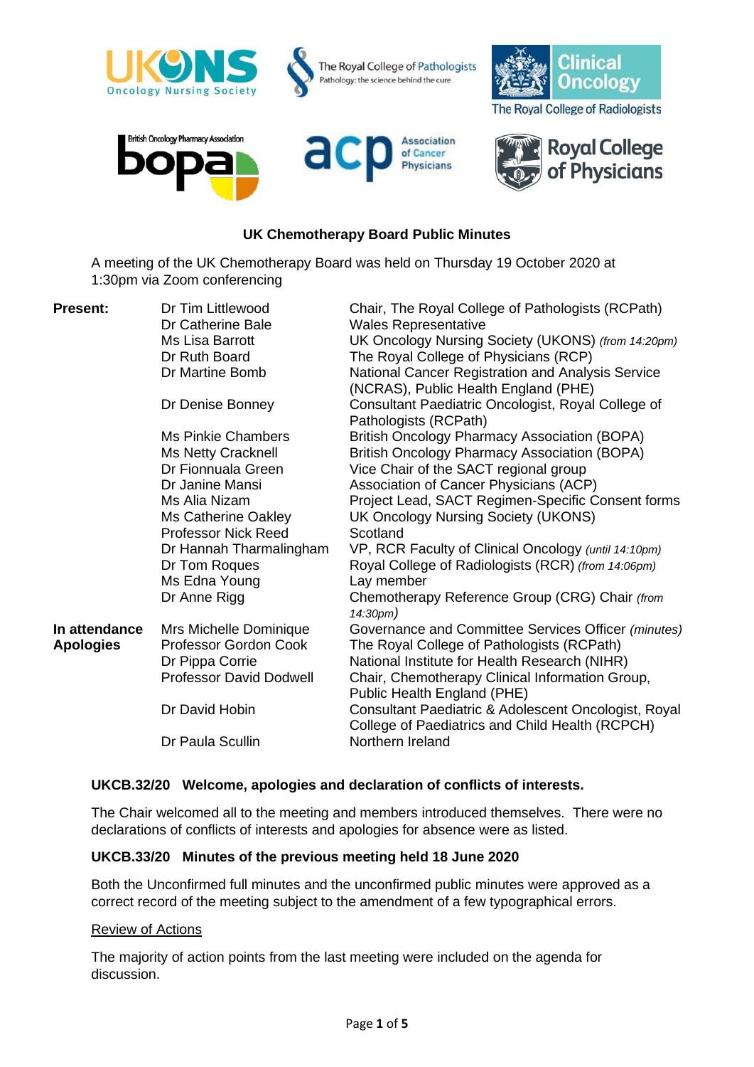# UK Chemotherapy Board Public Minutes

A meeting of the UK Chemotherapy Board was held on Thursday 19 October 2020 at 1:30pm via Zoom conferencing

| | | |
|---|---|---|
| **Present:** | Dr Tim Littlewood | Chair, The Royal College of Pathologists (RCPath) |
| | Dr Catherine Bale | Wales Representative |
| | Ms Lisa Barrott | UK Oncology Nursing Society (UKONS) *(from 14:20pm)* |
| | Dr Ruth Board | The Royal College of Physicians (RCP) |
| | Dr Martine Bomb | National Cancer Registration and Analysis Service (NCRAS), Public Health England (PHE) |
| | Dr Denise Bonney | Consultant Paediatric Oncologist, Royal College of Pathologists (RCPath) |
| | Ms Pinkie Chambers | British Oncology Pharmacy Association (BOPA) |
| | Ms Netty Cracknell | British Oncology Pharmacy Association (BOPA) |
| | Dr Fionnuala Green | Vice Chair of the SACT regional group |
| | Dr Janine Mansi | Association of Cancer Physicians (ACP) |
| | Ms Alia Nizam | Project Lead, SACT Regimen-Specific Consent forms |
| | Ms Catherine Oakley | UK Oncology Nursing Society (UKONS) |
| | Professor Nick Reed | Scotland |
| | Dr Hannah Tharmalingham | VP, RCR Faculty of Clinical Oncology *(until 14:10pm)* |
| | Dr Tom Roques | Royal College of Radiologists (RCR) *(from 14:06pm)* |
| | Ms Edna Young | Lay member |
| | Dr Anne Rigg | Chemotherapy Reference Group (CRG) Chair *(from 14:30pm)* |
| **In attendance** | Mrs Michelle Dominique | Governance and Committee Services Officer *(minutes)* |
| **Apologies** | Professor Gordon Cook | The Royal College of Pathologists (RCPath) |
| | Dr Pippa Corrie | National Institute for Health Research (NIHR) |
| | Professor David Dodwell | Chair, Chemotherapy Clinical Information Group, Public Health England (PHE) |
| | Dr David Hobin | Consultant Paediatric & Adolescent Oncologist, Royal College of Paediatrics and Child Health (RCPCH) |
| | Dr Paula Scullin | Northern Ireland |

### UKCB.32/20 Welcome, apologies and declaration of conflicts of interests.

The Chair welcomed all to the meeting and members introduced themselves. There were no declarations of conflicts of interests and apologies for absence were as listed.

### UKCB.33/20 Minutes of the previous meeting held 18 June 2020

Both the Unconfirmed full minutes and the unconfirmed public minutes were approved as a correct record of the meeting subject to the amendment of a few typographical errors.

Review of Actions

The majority of action points from the last meeting were included on the agenda for discussion.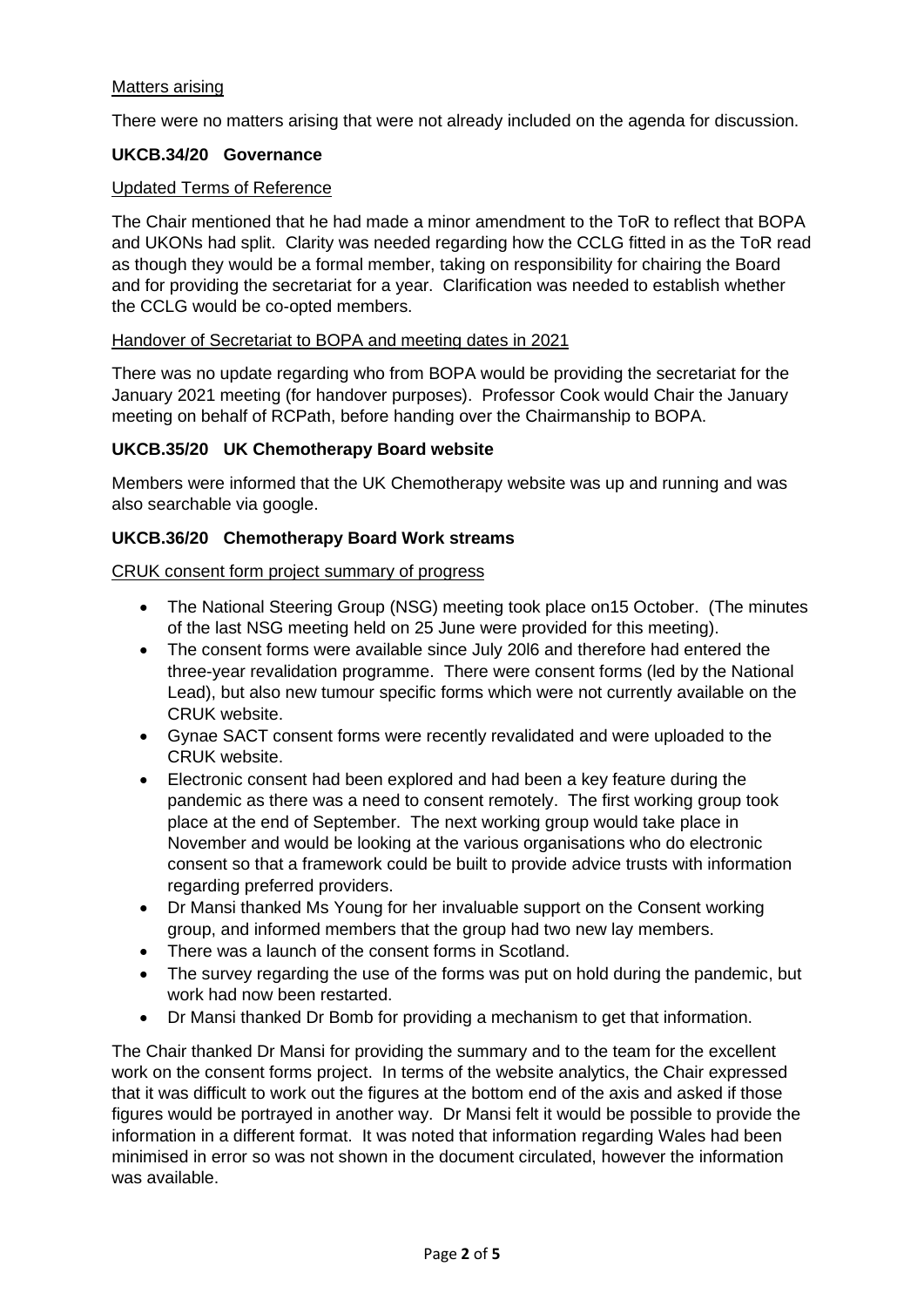Matters arising

There were no matters arising that were not already included on the agenda for discussion.

**UKCB.34/20 Governance**

Updated Terms of Reference

The Chair mentioned that he had made a minor amendment to the ToR to reflect that BOPA and UKONs had split. Clarity was needed regarding how the CCLG fitted in as the ToR read as though they would be a formal member, taking on responsibility for chairing the Board and for providing the secretariat for a year. Clarification was needed to establish whether the CCLG would be co-opted members.

Handover of Secretariat to BOPA and meeting dates in 2021

There was no update regarding who from BOPA would be providing the secretariat for the January 2021 meeting (for handover purposes). Professor Cook would Chair the January meeting on behalf of RCPath, before handing over the Chairmanship to BOPA.

**UKCB.35/20 UK Chemotherapy Board website**

Members were informed that the UK Chemotherapy website was up and running and was also searchable via google.

**UKCB.36/20 Chemotherapy Board Work streams**

CRUK consent form project summary of progress

- The National Steering Group (NSG) meeting took place on15 October. (The minutes of the last NSG meeting held on 25 June were provided for this meeting).
- The consent forms were available since July 20l6 and therefore had entered the three-year revalidation programme. There were consent forms (led by the National Lead), but also new tumour specific forms which were not currently available on the CRUK website.
- Gynae SACT consent forms were recently revalidated and were uploaded to the CRUK website.
- Electronic consent had been explored and had been a key feature during the pandemic as there was a need to consent remotely. The first working group took place at the end of September. The next working group would take place in November and would be looking at the various organisations who do electronic consent so that a framework could be built to provide advice trusts with information regarding preferred providers.
- Dr Mansi thanked Ms Young for her invaluable support on the Consent working group, and informed members that the group had two new lay members.
- There was a launch of the consent forms in Scotland.
- The survey regarding the use of the forms was put on hold during the pandemic, but work had now been restarted.
- Dr Mansi thanked Dr Bomb for providing a mechanism to get that information.

The Chair thanked Dr Mansi for providing the summary and to the team for the excellent work on the consent forms project. In terms of the website analytics, the Chair expressed that it was difficult to work out the figures at the bottom end of the axis and asked if those figures would be portrayed in another way. Dr Mansi felt it would be possible to provide the information in a different format. It was noted that information regarding Wales had been minimised in error so was not shown in the document circulated, however the information was available.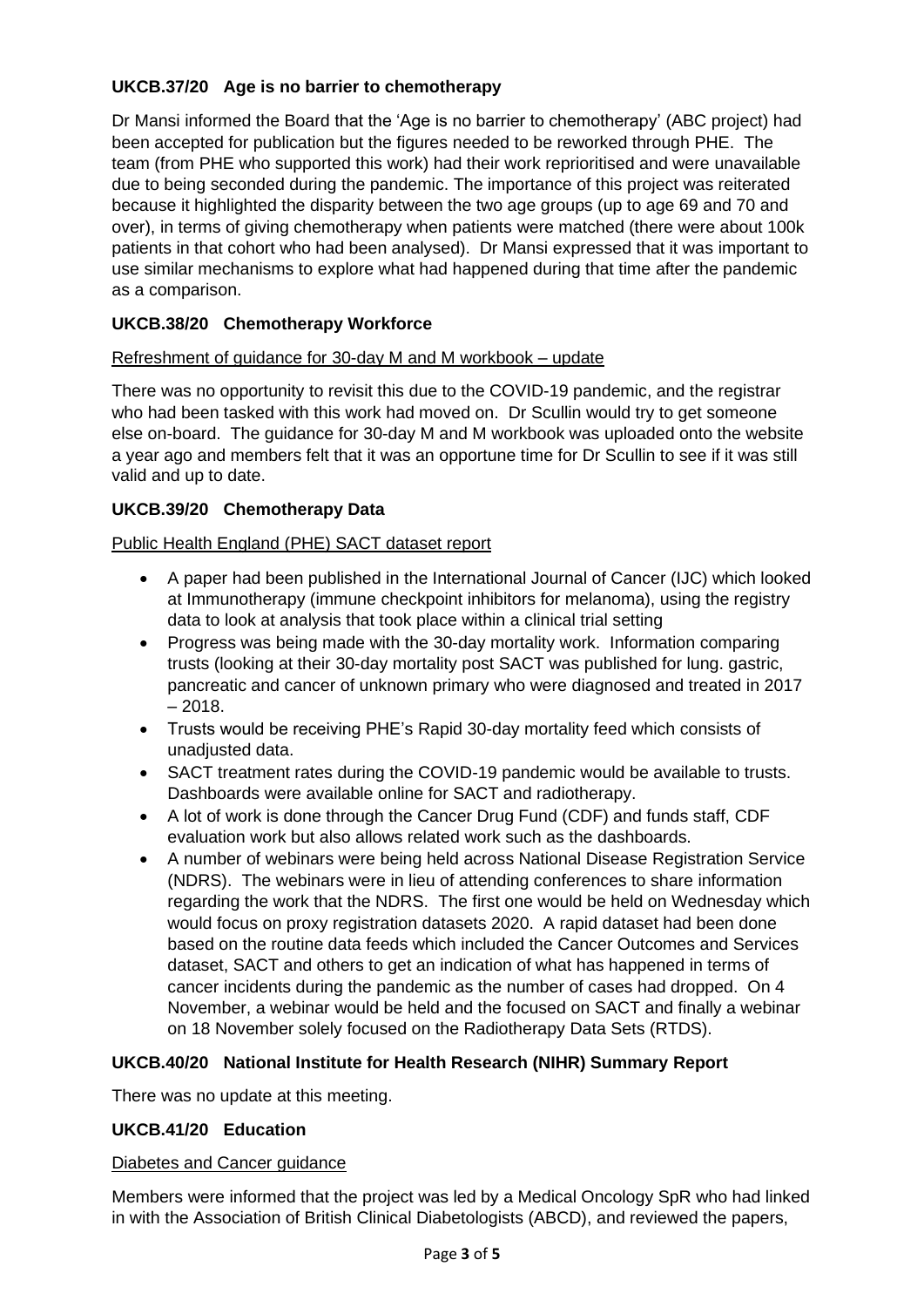**UKCB.37/20 Age is no barrier to chemotherapy**

Dr Mansi informed the Board that the 'Age is no barrier to chemotherapy' (ABC project) had been accepted for publication but the figures needed to be reworked through PHE. The team (from PHE who supported this work) had their work reprioritised and were unavailable due to being seconded during the pandemic. The importance of this project was reiterated because it highlighted the disparity between the two age groups (up to age 69 and 70 and over), in terms of giving chemotherapy when patients were matched (there were about 100k patients in that cohort who had been analysed). Dr Mansi expressed that it was important to use similar mechanisms to explore what had happened during that time after the pandemic as a comparison.

**UKCB.38/20 Chemotherapy Workforce**

Refreshment of guidance for 30-day M and M workbook – update

There was no opportunity to revisit this due to the COVID-19 pandemic, and the registrar who had been tasked with this work had moved on. Dr Scullin would try to get someone else on-board. The guidance for 30-day M and M workbook was uploaded onto the website a year ago and members felt that it was an opportune time for Dr Scullin to see if it was still valid and up to date.

**UKCB.39/20 Chemotherapy Data**

Public Health England (PHE) SACT dataset report

- A paper had been published in the International Journal of Cancer (IJC) which looked at Immunotherapy (immune checkpoint inhibitors for melanoma), using the registry data to look at analysis that took place within a clinical trial setting
- Progress was being made with the 30-day mortality work. Information comparing trusts (looking at their 30-day mortality post SACT was published for lung. gastric, pancreatic and cancer of unknown primary who were diagnosed and treated in 2017 – 2018.
- Trusts would be receiving PHE's Rapid 30-day mortality feed which consists of unadjusted data.
- SACT treatment rates during the COVID-19 pandemic would be available to trusts. Dashboards were available online for SACT and radiotherapy.
- A lot of work is done through the Cancer Drug Fund (CDF) and funds staff, CDF evaluation work but also allows related work such as the dashboards.
- A number of webinars were being held across National Disease Registration Service (NDRS). The webinars were in lieu of attending conferences to share information regarding the work that the NDRS. The first one would be held on Wednesday which would focus on proxy registration datasets 2020. A rapid dataset had been done based on the routine data feeds which included the Cancer Outcomes and Services dataset, SACT and others to get an indication of what has happened in terms of cancer incidents during the pandemic as the number of cases had dropped. On 4 November, a webinar would be held and the focused on SACT and finally a webinar on 18 November solely focused on the Radiotherapy Data Sets (RTDS).

**UKCB.40/20 National Institute for Health Research (NIHR) Summary Report**

There was no update at this meeting.

**UKCB.41/20 Education**

Diabetes and Cancer guidance

Members were informed that the project was led by a Medical Oncology SpR who had linked in with the Association of British Clinical Diabetologists (ABCD), and reviewed the papers,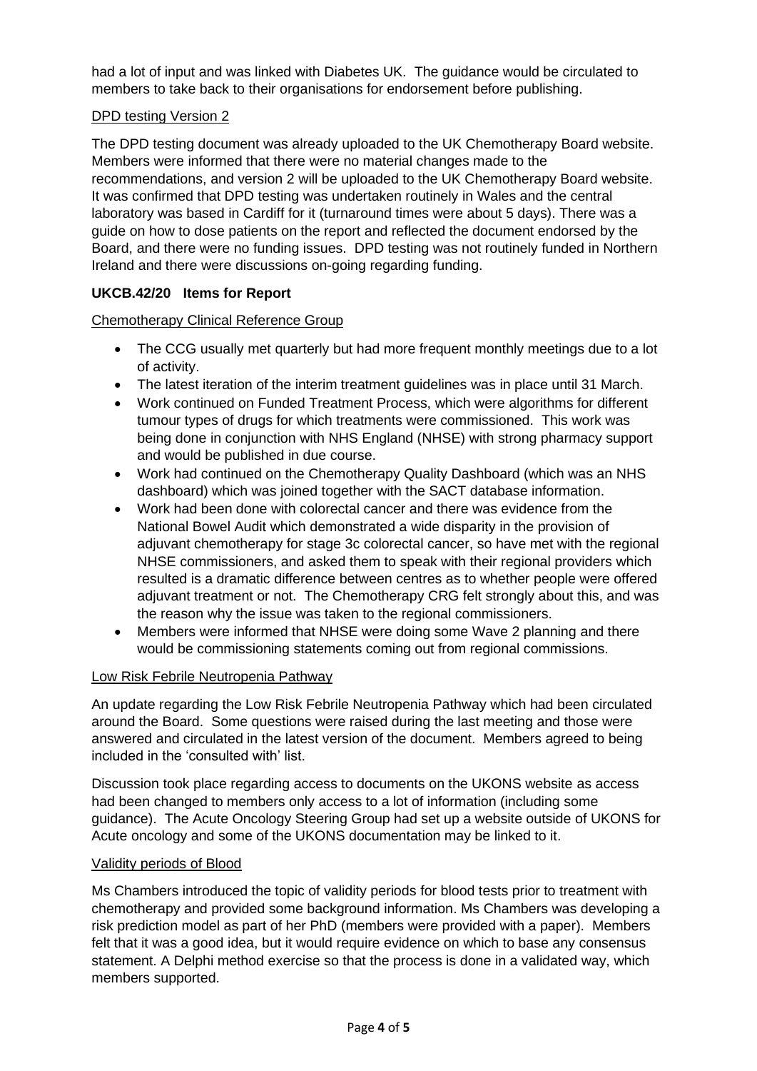had a lot of input and was linked with Diabetes UK. The guidance would be circulated to members to take back to their organisations for endorsement before publishing.

DPD testing Version 2

The DPD testing document was already uploaded to the UK Chemotherapy Board website. Members were informed that there were no material changes made to the recommendations, and version 2 will be uploaded to the UK Chemotherapy Board website. It was confirmed that DPD testing was undertaken routinely in Wales and the central laboratory was based in Cardiff for it (turnaround times were about 5 days). There was a guide on how to dose patients on the report and reflected the document endorsed by the Board, and there were no funding issues. DPD testing was not routinely funded in Northern Ireland and there were discussions on-going regarding funding.

**UKCB.42/20 Items for Report**

Chemotherapy Clinical Reference Group

- The CCG usually met quarterly but had more frequent monthly meetings due to a lot of activity.
- The latest iteration of the interim treatment guidelines was in place until 31 March.
- Work continued on Funded Treatment Process, which were algorithms for different tumour types of drugs for which treatments were commissioned. This work was being done in conjunction with NHS England (NHSE) with strong pharmacy support and would be published in due course.
- Work had continued on the Chemotherapy Quality Dashboard (which was an NHS dashboard) which was joined together with the SACT database information.
- Work had been done with colorectal cancer and there was evidence from the National Bowel Audit which demonstrated a wide disparity in the provision of adjuvant chemotherapy for stage 3c colorectal cancer, so have met with the regional NHSE commissioners, and asked them to speak with their regional providers which resulted is a dramatic difference between centres as to whether people were offered adjuvant treatment or not. The Chemotherapy CRG felt strongly about this, and was the reason why the issue was taken to the regional commissioners.
- Members were informed that NHSE were doing some Wave 2 planning and there would be commissioning statements coming out from regional commissions.

Low Risk Febrile Neutropenia Pathway

An update regarding the Low Risk Febrile Neutropenia Pathway which had been circulated around the Board. Some questions were raised during the last meeting and those were answered and circulated in the latest version of the document. Members agreed to being included in the 'consulted with' list.

Discussion took place regarding access to documents on the UKONS website as access had been changed to members only access to a lot of information (including some guidance). The Acute Oncology Steering Group had set up a website outside of UKONS for Acute oncology and some of the UKONS documentation may be linked to it.

Validity periods of Blood

Ms Chambers introduced the topic of validity periods for blood tests prior to treatment with chemotherapy and provided some background information. Ms Chambers was developing a risk prediction model as part of her PhD (members were provided with a paper). Members felt that it was a good idea, but it would require evidence on which to base any consensus statement. A Delphi method exercise so that the process is done in a validated way, which members supported.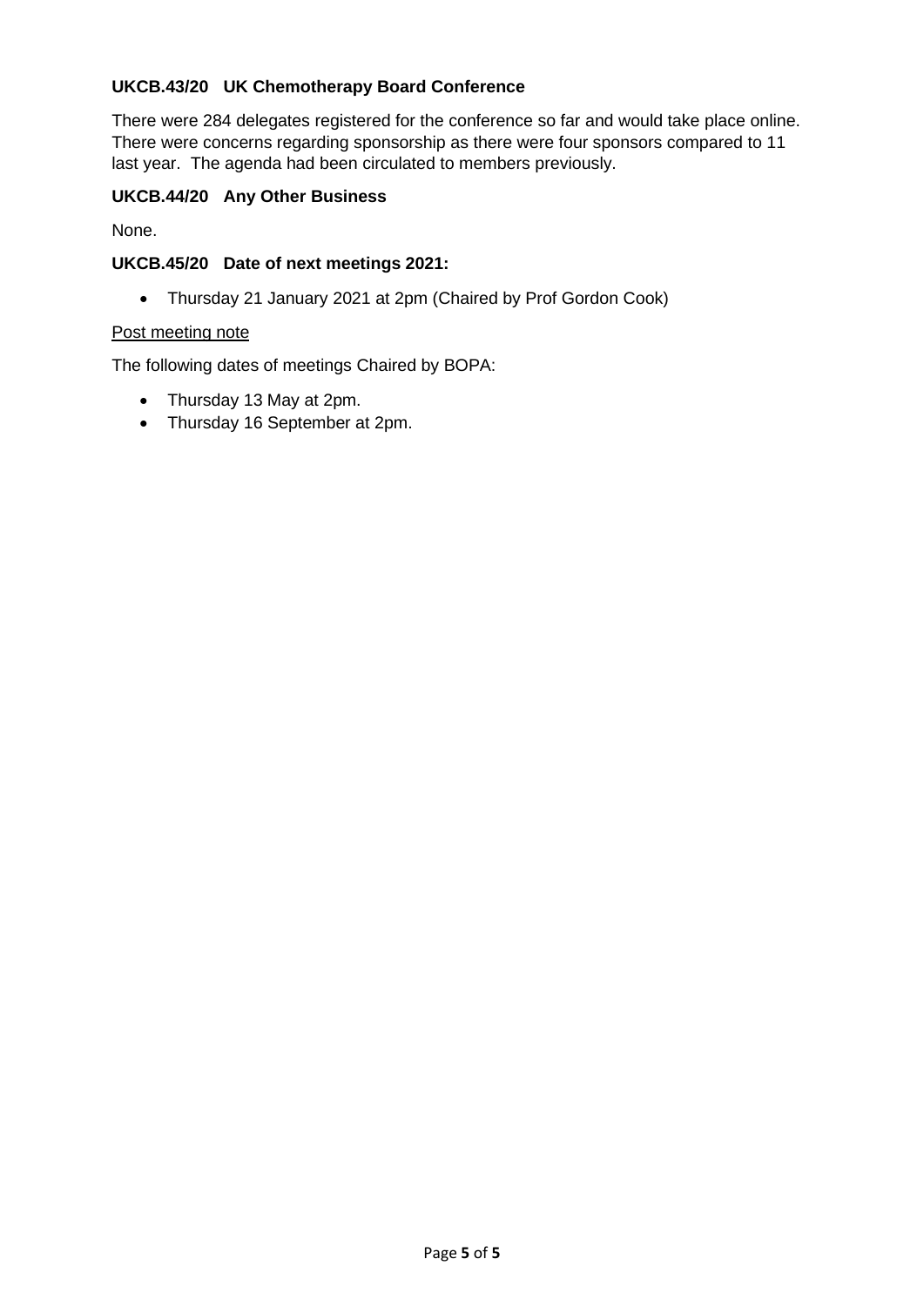### UKCB.43/20 UK Chemotherapy Board Conference

There were 284 delegates registered for the conference so far and would take place online. There were concerns regarding sponsorship as there were four sponsors compared to 11 last year. The agenda had been circulated to members previously.

### UKCB.44/20 Any Other Business

None.

### UKCB.45/20 Date of next meetings 2021:

- Thursday 21 January 2021 at 2pm (Chaired by Prof Gordon Cook)

Post meeting note

The following dates of meetings Chaired by BOPA:

- Thursday 13 May at 2pm.
- Thursday 16 September at 2pm.